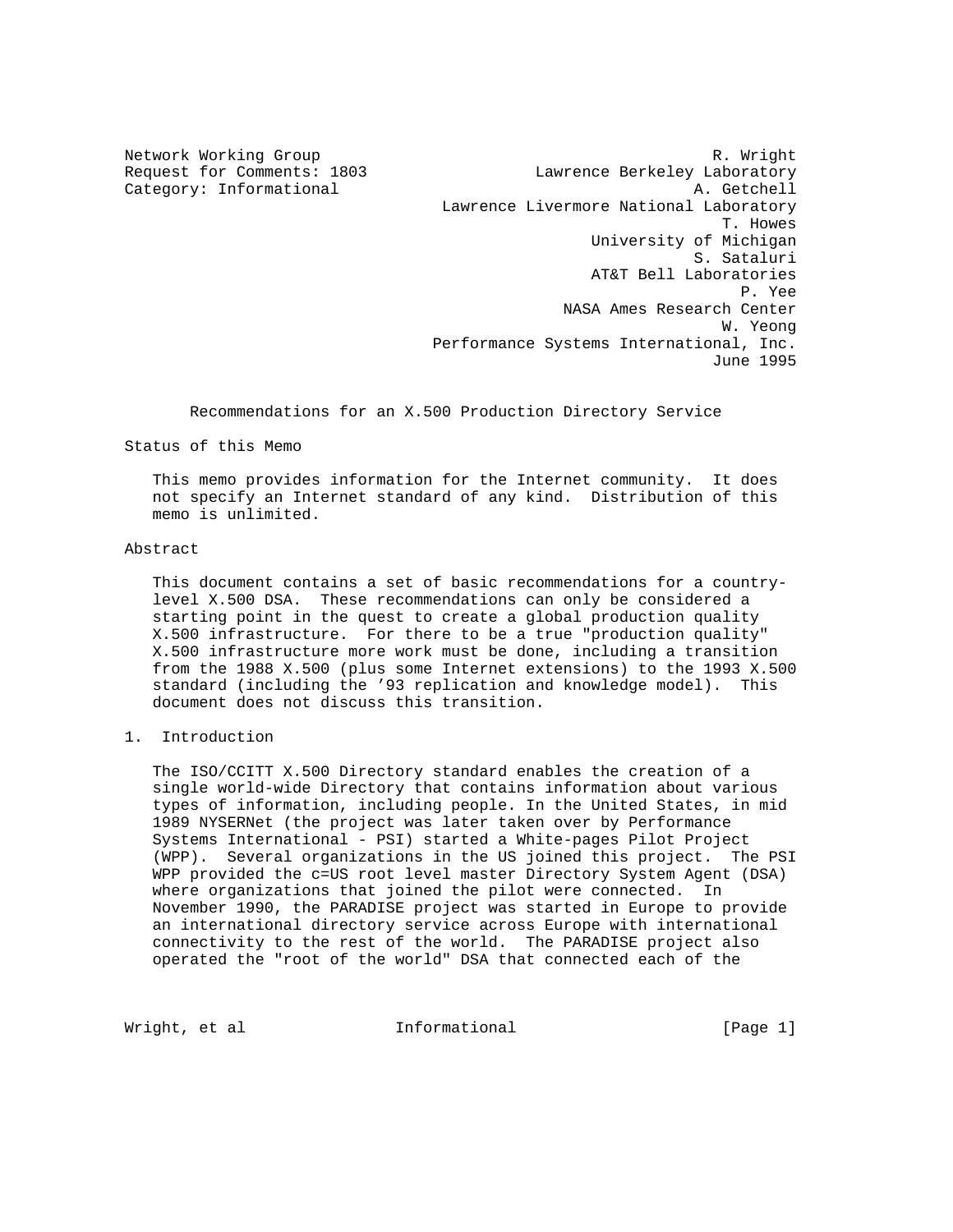Network Working Group                                          R. Wright
Request for Comments: 1803                  Lawrence Berkeley Laboratory
Category: Informational                                      A. Getchell
                                  Lawrence Livermore National Laboratory
                                                                T. Howes
                                                University of Michigan
                                                             S. Sataluri
                                                  AT&T Bell Laboratories
                                                                  P. Yee
                                                  NASA Ames Research Center
                                                                W. Yeong
                                     Performance Systems International, Inc.
                                                               June 1995

# Recommendations for an X.500 Production Directory Service

## Status of this Memo

This memo provides information for the Internet community. It does not specify an Internet standard of any kind. Distribution of this memo is unlimited.

## Abstract

This document contains a set of basic recommendations for a country-level X.500 DSA. These recommendations can only be considered a starting point in the quest to create a global production quality X.500 infrastructure. For there to be a true "production quality" X.500 infrastructure more work must be done, including a transition from the 1988 X.500 (plus some Internet extensions) to the 1993 X.500 standard (including the '93 replication and knowledge model). This document does not discuss this transition.

## 1. Introduction

The ISO/CCITT X.500 Directory standard enables the creation of a single world-wide Directory that contains information about various types of information, including people. In the United States, in mid 1989 NYSERNet (the project was later taken over by Performance Systems International - PSI) started a White-pages Pilot Project (WPP). Several organizations in the US joined this project. The PSI WPP provided the c=US root level master Directory System Agent (DSA) where organizations that joined the pilot were connected. In November 1990, the PARADISE project was started in Europe to provide an international directory service across Europe with international connectivity to the rest of the world. The PARADISE project also operated the "root of the world" DSA that connected each of the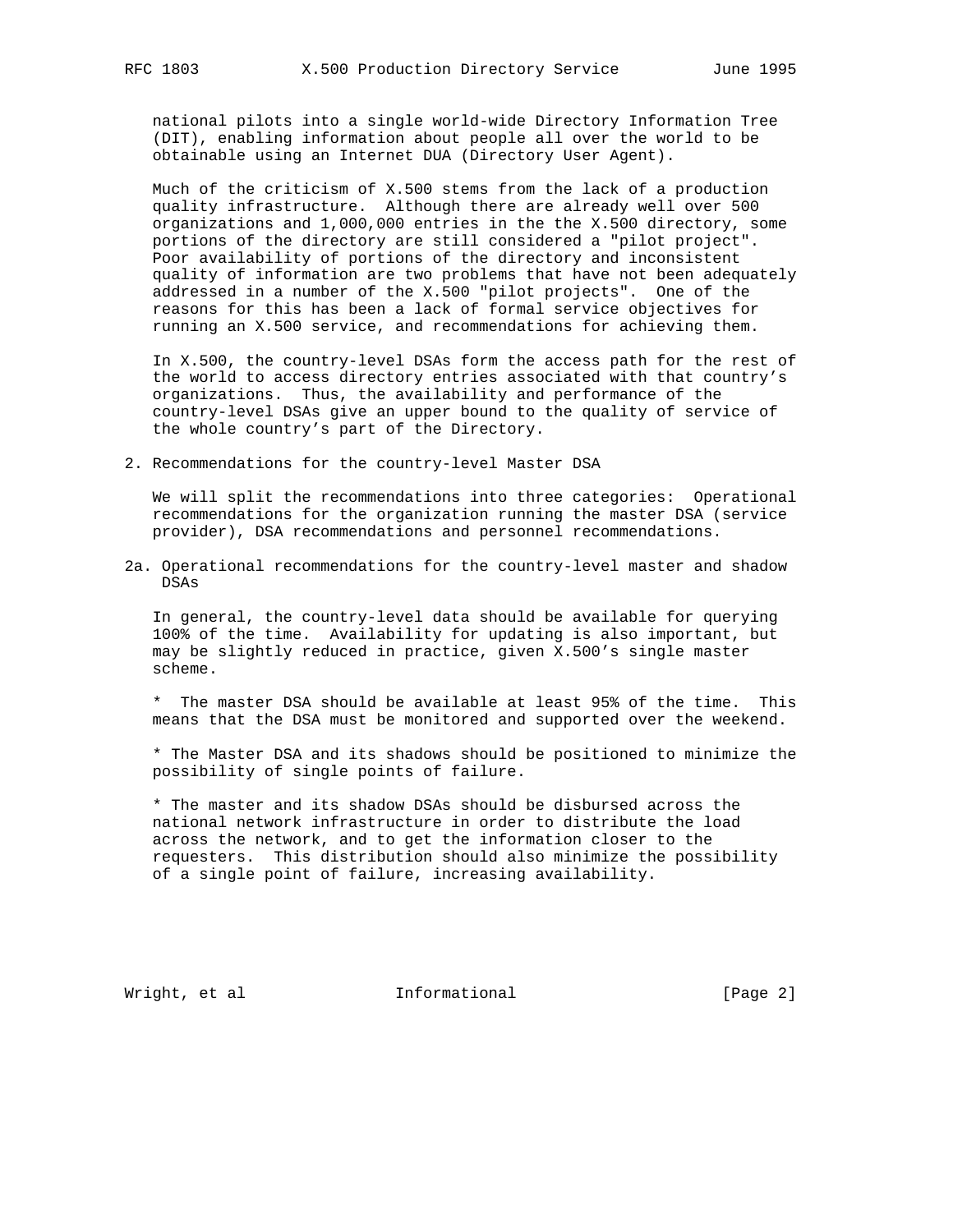national pilots into a single world-wide Directory Information Tree (DIT), enabling information about people all over the world to be obtainable using an Internet DUA (Directory User Agent).

Much of the criticism of X.500 stems from the lack of a production quality infrastructure. Although there are already well over 500 organizations and 1,000,000 entries in the the X.500 directory, some portions of the directory are still considered a "pilot project". Poor availability of portions of the directory and inconsistent quality of information are two problems that have not been adequately addressed in a number of the X.500 "pilot projects". One of the reasons for this has been a lack of formal service objectives for running an X.500 service, and recommendations for achieving them.

In X.500, the country-level DSAs form the access path for the rest of the world to access directory entries associated with that country's organizations. Thus, the availability and performance of the country-level DSAs give an upper bound to the quality of service of the whole country's part of the Directory.

## 2. Recommendations for the country-level Master DSA

We will split the recommendations into three categories: Operational recommendations for the organization running the master DSA (service provider), DSA recommendations and personnel recommendations.

### 2a. Operational recommendations for the country-level master and shadow DSAs

In general, the country-level data should be available for querying 100% of the time. Availability for updating is also important, but may be slightly reduced in practice, given X.500's single master scheme.

* The master DSA should be available at least 95% of the time. This means that the DSA must be monitored and supported over the weekend.

* The Master DSA and its shadows should be positioned to minimize the possibility of single points of failure.

* The master and its shadow DSAs should be disbursed across the national network infrastructure in order to distribute the load across the network, and to get the information closer to the requesters. This distribution should also minimize the possibility of a single point of failure, increasing availability.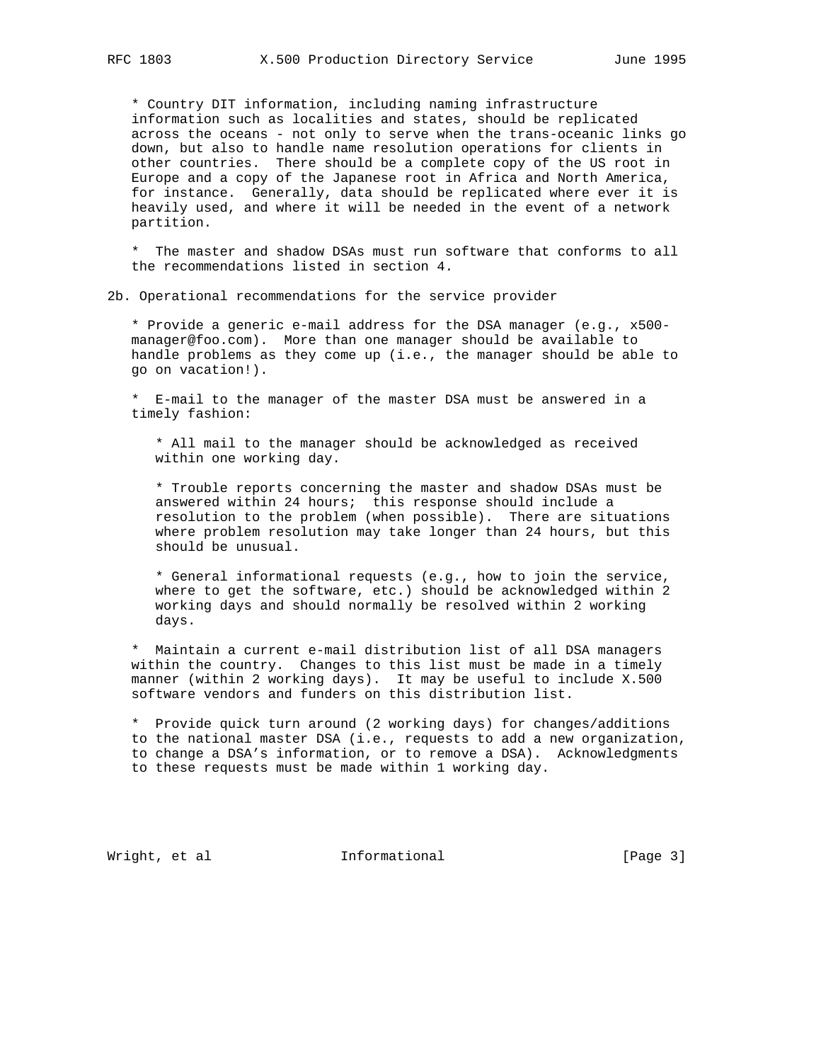* Country DIT information, including naming infrastructure information such as localities and states, should be replicated across the oceans - not only to serve when the trans-oceanic links go down, but also to handle name resolution operations for clients in other countries. There should be a complete copy of the US root in Europe and a copy of the Japanese root in Africa and North America, for instance. Generally, data should be replicated where ever it is heavily used, and where it will be needed in the event of a network partition.

* The master and shadow DSAs must run software that conforms to all the recommendations listed in section 4.

## 2b. Operational recommendations for the service provider

* Provide a generic e-mail address for the DSA manager (e.g., x500-manager@foo.com). More than one manager should be available to handle problems as they come up (i.e., the manager should be able to go on vacation!).

* E-mail to the manager of the master DSA must be answered in a timely fashion:

  * All mail to the manager should be acknowledged as received within one working day.

  * Trouble reports concerning the master and shadow DSAs must be answered within 24 hours; this response should include a resolution to the problem (when possible). There are situations where problem resolution may take longer than 24 hours, but this should be unusual.

  * General informational requests (e.g., how to join the service, where to get the software, etc.) should be acknowledged within 2 working days and should normally be resolved within 2 working days.

* Maintain a current e-mail distribution list of all DSA managers within the country. Changes to this list must be made in a timely manner (within 2 working days). It may be useful to include X.500 software vendors and funders on this distribution list.

* Provide quick turn around (2 working days) for changes/additions to the national master DSA (i.e., requests to add a new organization, to change a DSA's information, or to remove a DSA). Acknowledgments to these requests must be made within 1 working day.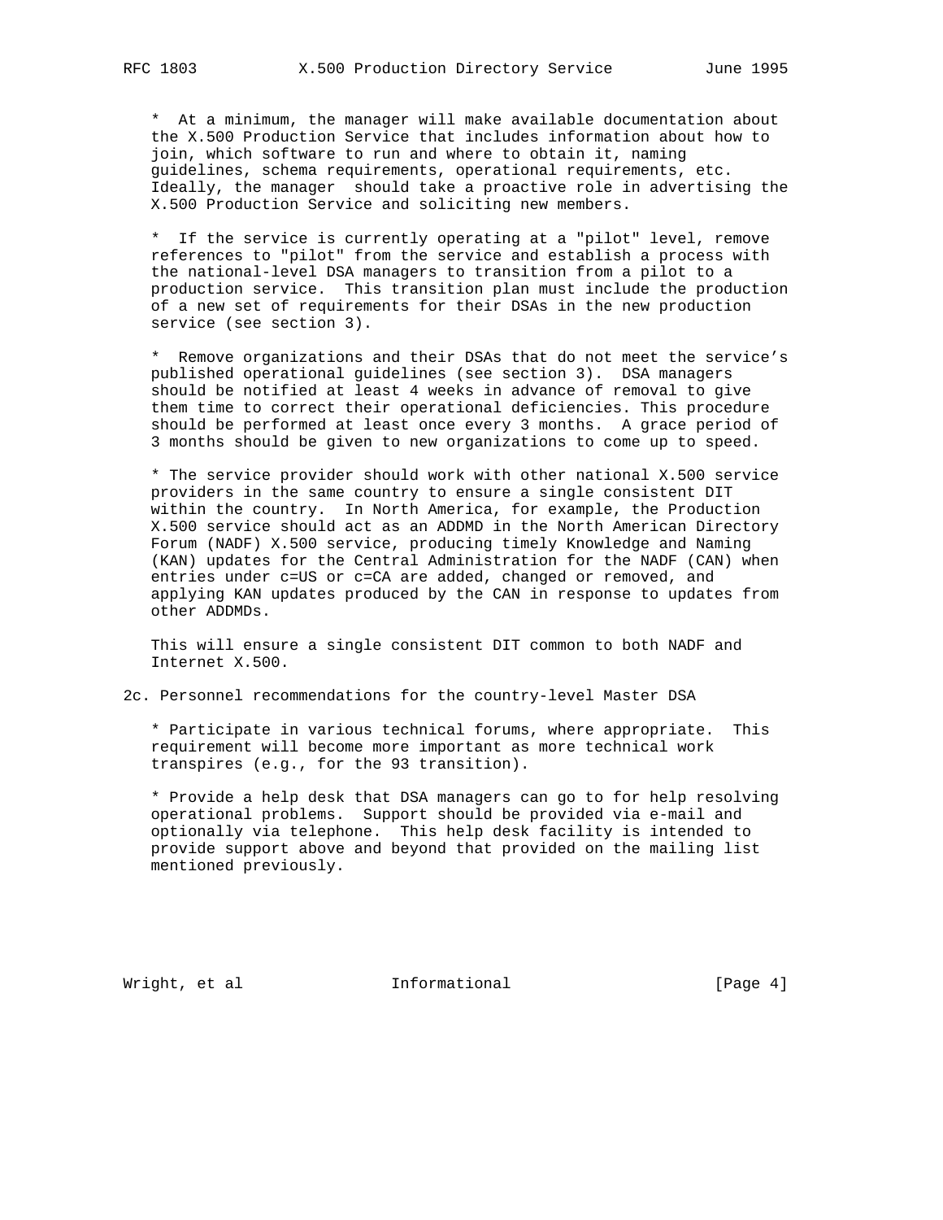* At a minimum, the manager will make available documentation about the X.500 Production Service that includes information about how to join, which software to run and where to obtain it, naming guidelines, schema requirements, operational requirements, etc. Ideally, the manager should take a proactive role in advertising the X.500 Production Service and soliciting new members.

* If the service is currently operating at a "pilot" level, remove references to "pilot" from the service and establish a process with the national-level DSA managers to transition from a pilot to a production service. This transition plan must include the production of a new set of requirements for their DSAs in the new production service (see section 3).

* Remove organizations and their DSAs that do not meet the service's published operational guidelines (see section 3). DSA managers should be notified at least 4 weeks in advance of removal to give them time to correct their operational deficiencies. This procedure should be performed at least once every 3 months. A grace period of 3 months should be given to new organizations to come up to speed.

* The service provider should work with other national X.500 service providers in the same country to ensure a single consistent DIT within the country. In North America, for example, the Production X.500 service should act as an ADDMD in the North American Directory Forum (NADF) X.500 service, producing timely Knowledge and Naming (KAN) updates for the Central Administration for the NADF (CAN) when entries under c=US or c=CA are added, changed or removed, and applying KAN updates produced by the CAN in response to updates from other ADDMDs.

This will ensure a single consistent DIT common to both NADF and Internet X.500.

## 2c. Personnel recommendations for the country-level Master DSA

* Participate in various technical forums, where appropriate. This requirement will become more important as more technical work transpires (e.g., for the 93 transition).

* Provide a help desk that DSA managers can go to for help resolving operational problems. Support should be provided via e-mail and optionally via telephone. This help desk facility is intended to provide support above and beyond that provided on the mailing list mentioned previously.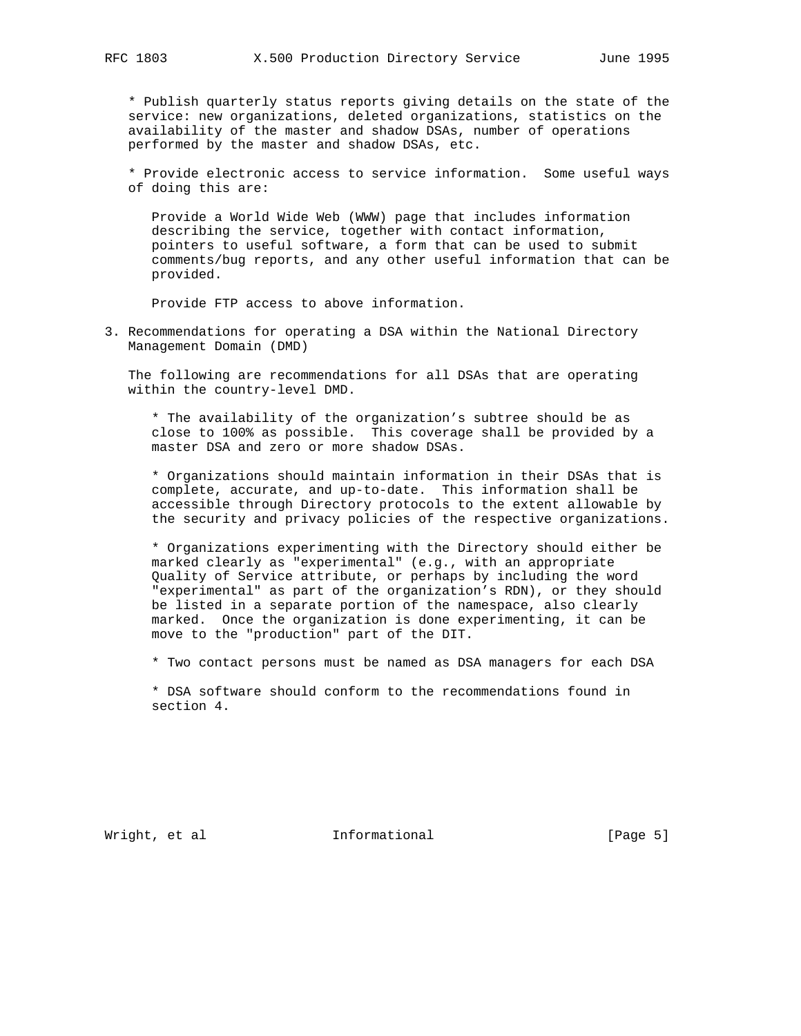* Publish quarterly status reports giving details on the state of the service: new organizations, deleted organizations, statistics on the availability of the master and shadow DSAs, number of operations performed by the master and shadow DSAs, etc.

* Provide electronic access to service information. Some useful ways of doing this are:

  Provide a World Wide Web (WWW) page that includes information describing the service, together with contact information, pointers to useful software, a form that can be used to submit comments/bug reports, and any other useful information that can be provided.

  Provide FTP access to above information.

## 3. Recommendations for operating a DSA within the National Directory Management Domain (DMD)

The following are recommendations for all DSAs that are operating within the country-level DMD.

* The availability of the organization's subtree should be as close to 100% as possible. This coverage shall be provided by a master DSA and zero or more shadow DSAs.

* Organizations should maintain information in their DSAs that is complete, accurate, and up-to-date. This information shall be accessible through Directory protocols to the extent allowable by the security and privacy policies of the respective organizations.

* Organizations experimenting with the Directory should either be marked clearly as "experimental" (e.g., with an appropriate Quality of Service attribute, or perhaps by including the word "experimental" as part of the organization's RDN), or they should be listed in a separate portion of the namespace, also clearly marked. Once the organization is done experimenting, it can be move to the "production" part of the DIT.

* Two contact persons must be named as DSA managers for each DSA

* DSA software should conform to the recommendations found in section 4.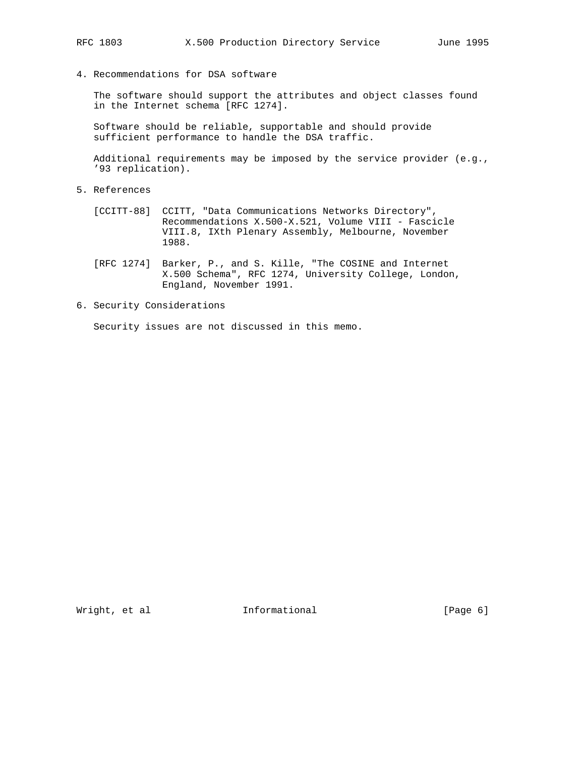## 4. Recommendations for DSA software

The software should support the attributes and object classes found in the Internet schema [RFC 1274].

Software should be reliable, supportable and should provide sufficient performance to handle the DSA traffic.

Additional requirements may be imposed by the service provider (e.g., ’93 replication).

## 5. References

[CCITT-88] CCITT, "Data Communications Networks Directory", Recommendations X.500-X.521, Volume VIII - Fascicle VIII.8, IXth Plenary Assembly, Melbourne, November 1988.

[RFC 1274] Barker, P., and S. Kille, "The COSINE and Internet X.500 Schema", RFC 1274, University College, London, England, November 1991.

## 6. Security Considerations

Security issues are not discussed in this memo.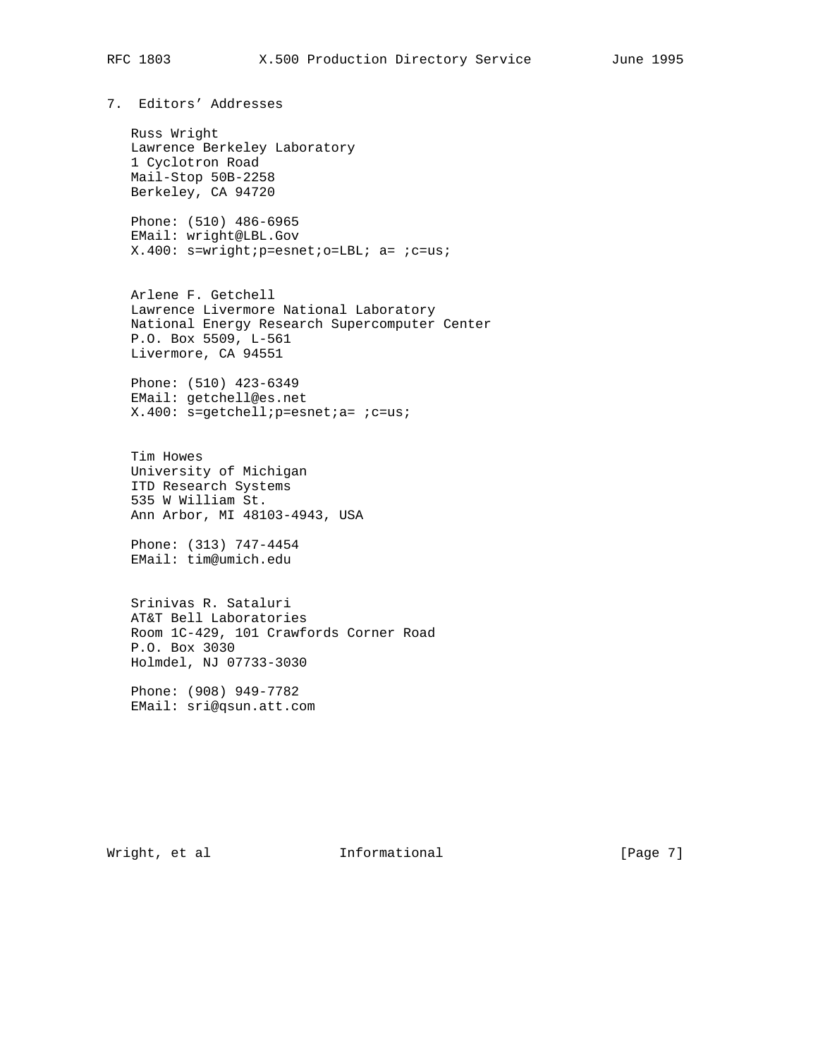## 7. Editors' Addresses

Russ Wright
Lawrence Berkeley Laboratory
1 Cyclotron Road
Mail-Stop 50B-2258
Berkeley, CA 94720

Phone: (510) 486-6965
EMail: wright@LBL.Gov
X.400: s=wright;p=esnet;o=LBL; a= ;c=us;

Arlene F. Getchell
Lawrence Livermore National Laboratory
National Energy Research Supercomputer Center
P.O. Box 5509, L-561
Livermore, CA 94551

Phone: (510) 423-6349
EMail: getchell@es.net
X.400: s=getchell;p=esnet;a= ;c=us;

Tim Howes
University of Michigan
ITD Research Systems
535 W William St.
Ann Arbor, MI 48103-4943, USA

Phone: (313) 747-4454
EMail: tim@umich.edu

Srinivas R. Sataluri
AT&T Bell Laboratories
Room 1C-429, 101 Crawfords Corner Road
P.O. Box 3030
Holmdel, NJ 07733-3030

Phone: (908) 949-7782
EMail: sri@qsun.att.com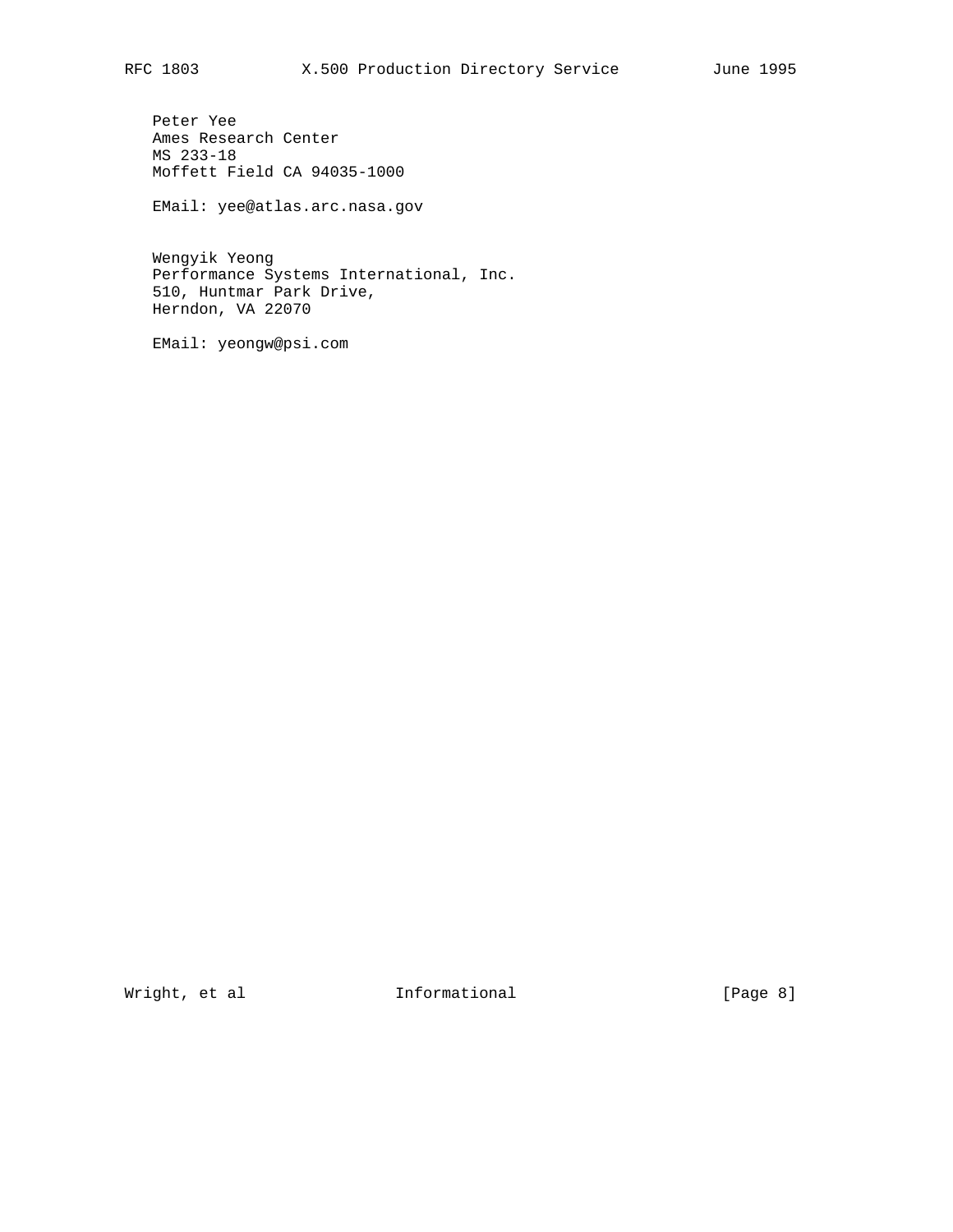Peter Yee
Ames Research Center
MS 233-18
Moffett Field CA 94035-1000

EMail: yee@atlas.arc.nasa.gov

Wengyik Yeong
Performance Systems International, Inc.
510, Huntmar Park Drive,
Herndon, VA 22070

EMail: yeongw@psi.com